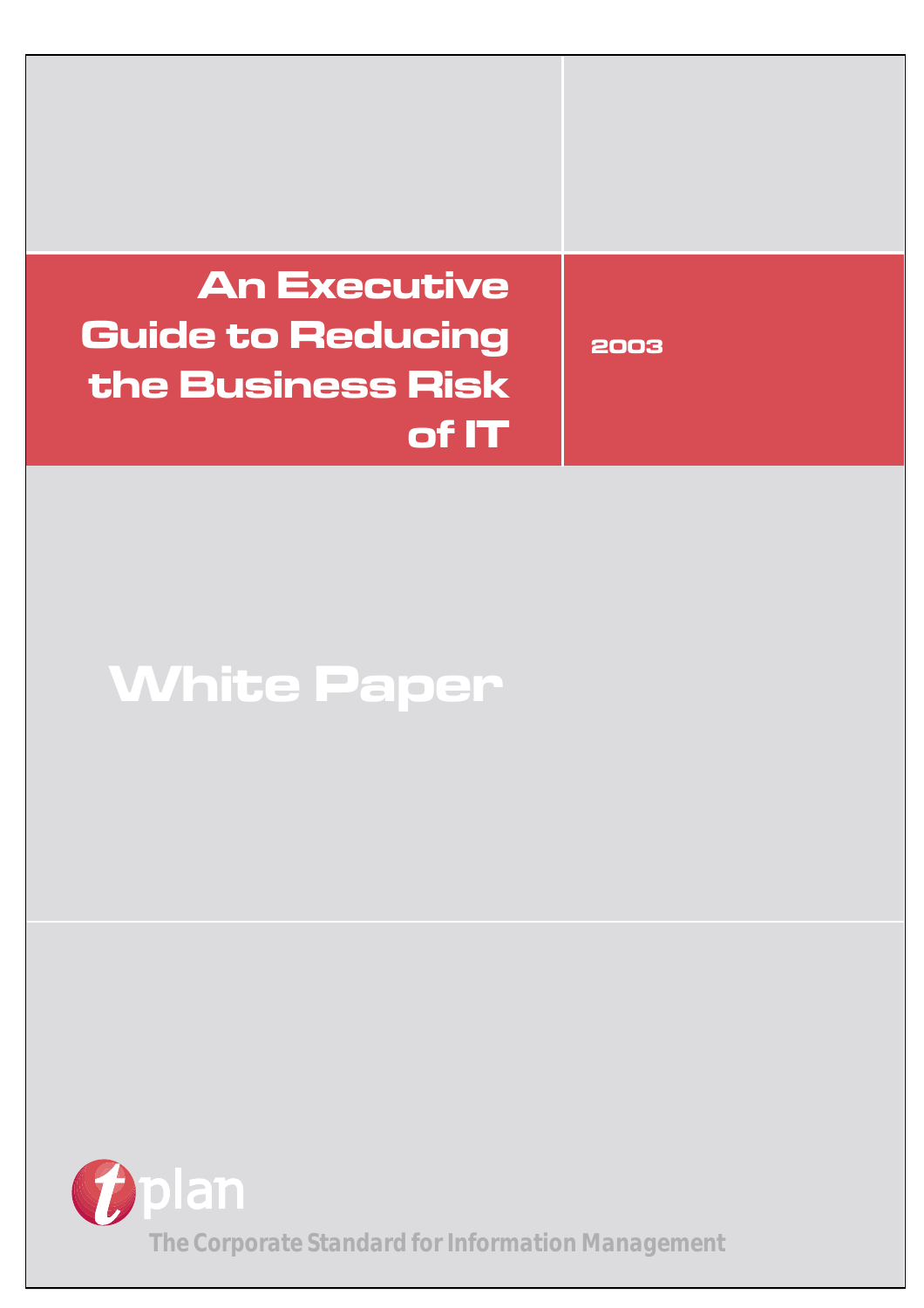# An Executive Guide to Reducing the Business Risk of IT

2003

## White Paper

tplan

The Corporate Standard for Information Management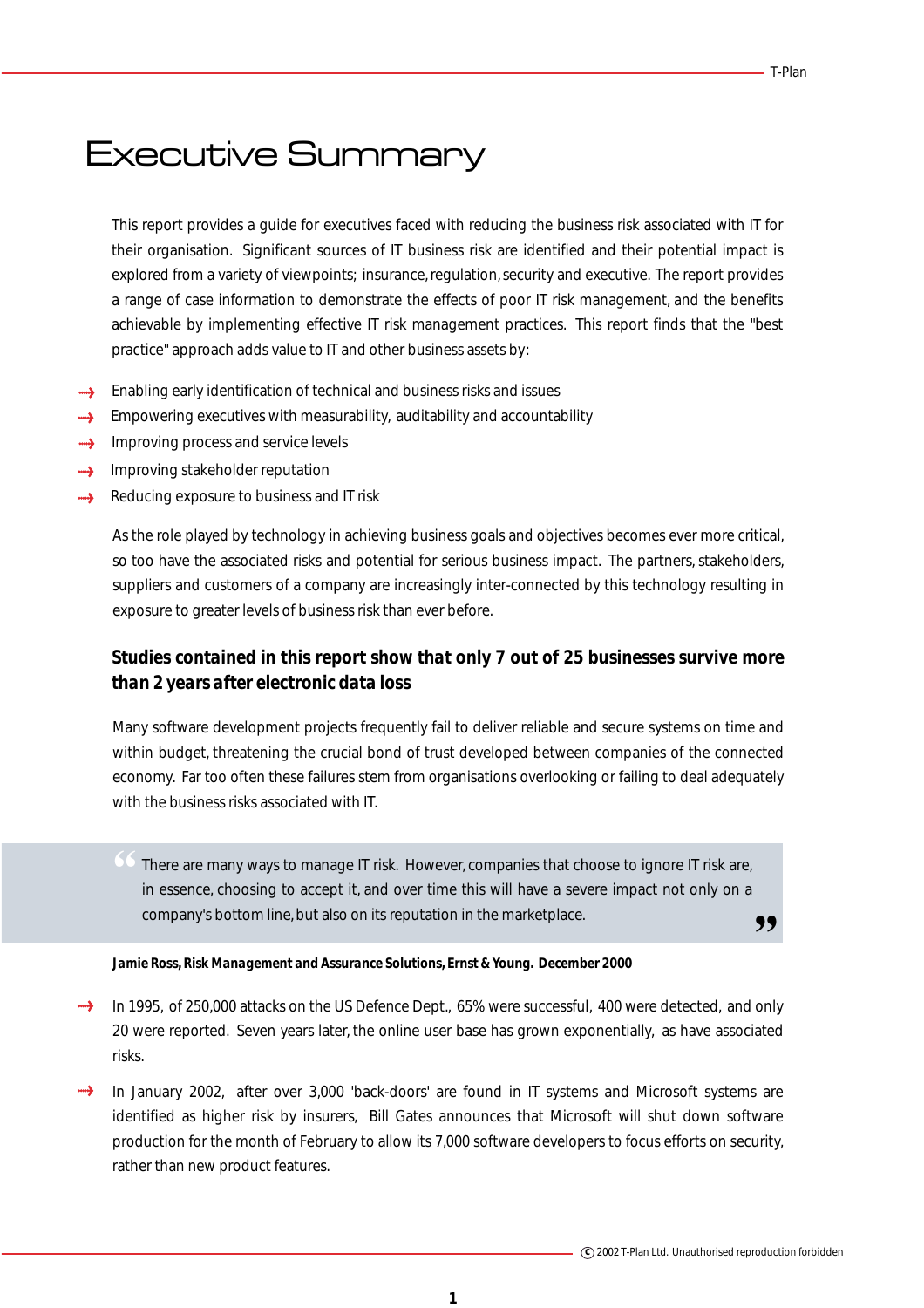# Executive Summary

This report provides a guide for executives faced with reducing the business risk associated with IT for their organisation. Significant sources of IT business risk are identified and their potential impact is explored from a variety of viewpoints; insurance, regulation, security and executive. The report provides a range of case information to demonstrate the effects of poor IT risk management, and the benefits achievable by implementing effective IT risk management practices. This report finds that the "best practice" approach adds value to IT and other business assets by:

- Enabling early identification of technical and business risks and issues
- Empowering executives with measurability, auditability and accountability
- Improving process and service levels
- Improving stakeholder reputation
- Reducing exposure to business and IT risk

As the role played by technology in achieving business goals and objectives becomes ever more critical, so too have the associated risks and potential for serious business impact. The partners, stakeholders, suppliers and customers of a company are increasingly inter-connected by this technology resulting in exposure to greater levels of business risk than ever before.

**Studies contained in this report show that only 7 out of 25 businesses survive more than 2 years after electronic data loss**

Many software development projects frequently fail to deliver reliable and secure systems on time and within budget, threatening the crucial bond of trust developed between companies of the connected economy. Far too often these failures stem from organisations overlooking or failing to deal adequately with the business risks associated with IT.

> "There are many ways to manage IT risk. However, companies that choose to ignore IT risk are, in essence, choosing to accept it, and over time this will have a severe impact not only on a company's bottom line, but also on its reputation in the marketplace."

**Jamie Ross, Risk Management and Assurance Solutions, Ernst & Young. December 2000**

- In 1995, of 250,000 attacks on the US Defence Dept., 65% were successful, 400 were detected, and only 20 were reported. Seven years later, the online user base has grown exponentially, as have associated risks.
- In January 2002, after over 3,000 'back-doors' are found in IT systems and Microsoft systems are identified as higher risk by insurers, Bill Gates announces that Microsoft will shut down software production for the month of February to allow its 7,000 software developers to focus efforts on security, rather than new product features.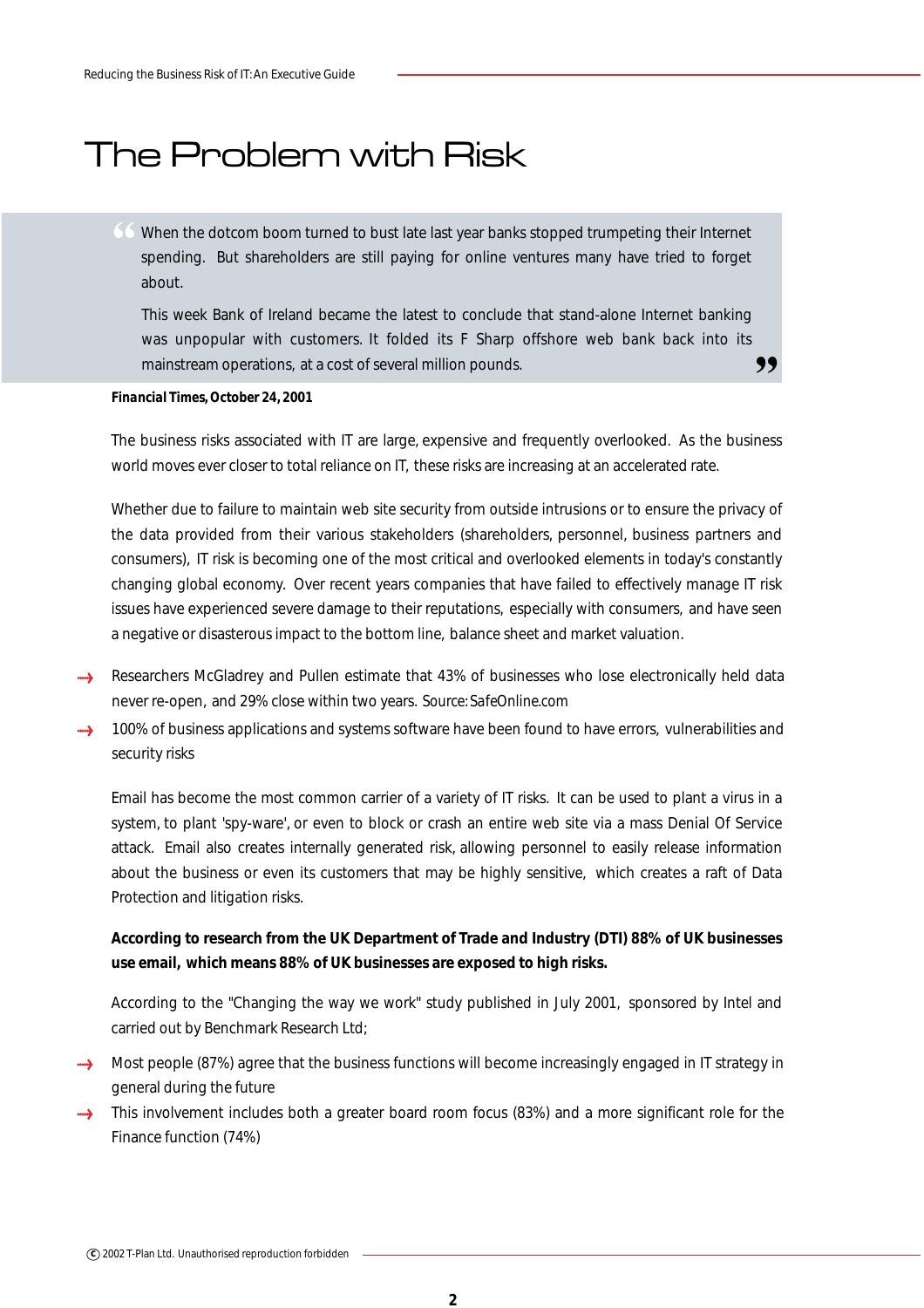# The Problem with Risk

> When the dotcom boom turned to bust late last year banks stopped trumpeting their Internet spending. But shareholders are still paying for online ventures many have tried to forget about.
>
> This week Bank of Ireland became the latest to conclude that stand-alone Internet banking was unpopular with customers. It folded its F Sharp offshore web bank back into its mainstream operations, at a cost of several million pounds.

**Financial Times, October 24, 2001**

The business risks associated with IT are large, expensive and frequently overlooked. As the business world moves ever closer to total reliance on IT, these risks are increasing at an accelerated rate.

Whether due to failure to maintain web site security from outside intrusions or to ensure the privacy of the data provided from their various stakeholders (shareholders, personnel, business partners and consumers), IT risk is becoming one of the most critical and overlooked elements in today's constantly changing global economy. Over recent years companies that have failed to effectively manage IT risk issues have experienced severe damage to their reputations, especially with consumers, and have seen a negative or disasterous impact to the bottom line, balance sheet and market valuation.

- Researchers McGladrey and Pullen estimate that 43% of businesses who lose electronically held data never re-open, and 29% close within two years. Source: SafeOnline.com
- 100% of business applications and systems software have been found to have errors, vulnerabilities and security risks

Email has become the most common carrier of a variety of IT risks. It can be used to plant a virus in a system, to plant 'spy-ware', or even to block or crash an entire web site via a mass Denial Of Service attack. Email also creates internally generated risk, allowing personnel to easily release information about the business or even its customers that may be highly sensitive, which creates a raft of Data Protection and litigation risks.

**According to research from the UK Department of Trade and Industry (DTI) 88% of UK businesses use email, which means 88% of UK businesses are exposed to high risks.**

According to the "Changing the way we work" study published in July 2001, sponsored by Intel and carried out by Benchmark Research Ltd;

- Most people (87%) agree that the business functions will become increasingly engaged in IT strategy in general during the future
- This involvement includes both a greater board room focus (83%) and a more significant role for the Finance function (74%)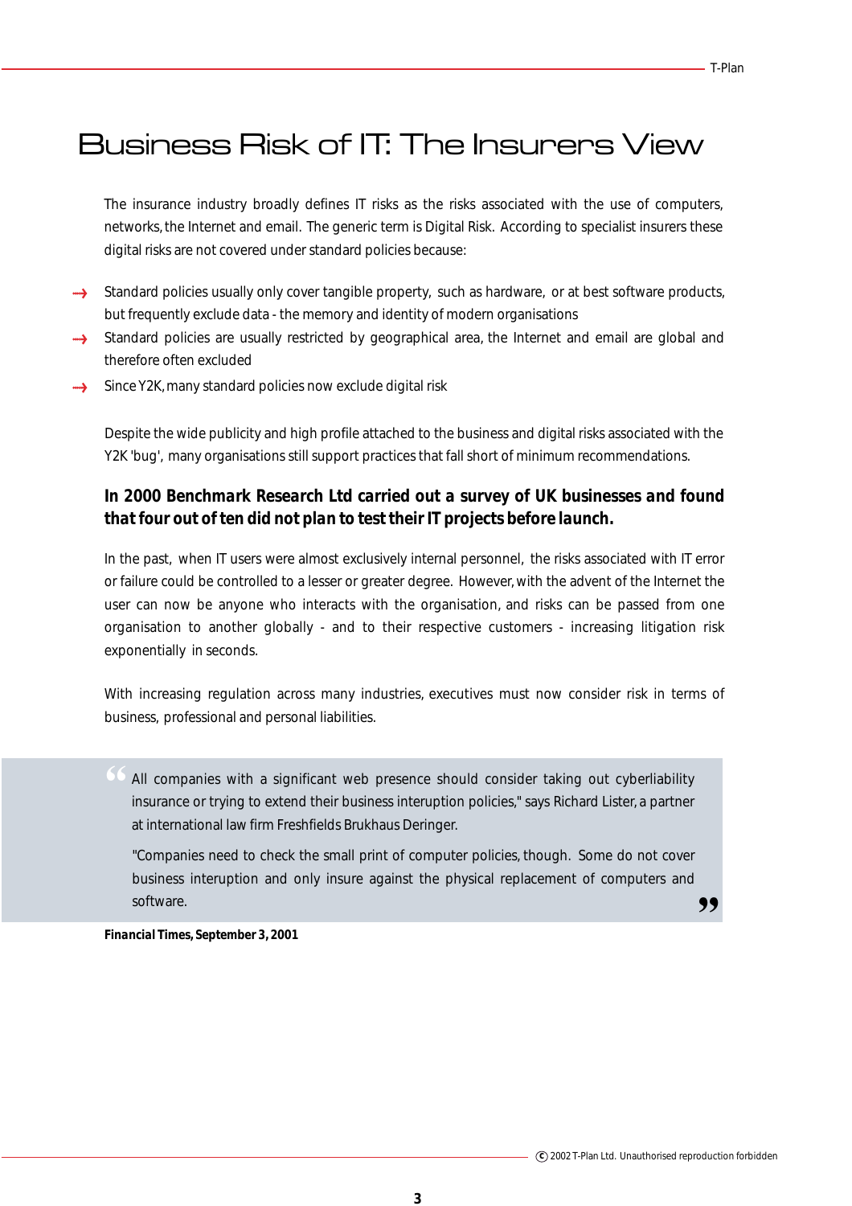# Business Risk of IT: The Insurers View

The insurance industry broadly defines IT risks as the risks associated with the use of computers, networks, the Internet and email. The generic term is Digital Risk. According to specialist insurers these digital risks are not covered under standard policies because:

- Standard policies usually only cover tangible property, such as hardware, or at best software products, but frequently exclude data - the memory and identity of modern organisations
- Standard policies are usually restricted by geographical area, the Internet and email are global and therefore often excluded
- Since Y2K, many standard policies now exclude digital risk

Despite the wide publicity and high profile attached to the business and digital risks associated with the Y2K 'bug', many organisations still support practices that fall short of minimum recommendations.

**In 2000 Benchmark Research Ltd carried out a survey of UK businesses and found that four out of ten did not plan to test their IT projects before launch.**

In the past, when IT users were almost exclusively internal personnel, the risks associated with IT error or failure could be controlled to a lesser or greater degree. However, with the advent of the Internet the user can now be anyone who interacts with the organisation, and risks can be passed from one organisation to another globally - and to their respective customers - increasing litigation risk exponentially in seconds.

With increasing regulation across many industries, executives must now consider risk in terms of business, professional and personal liabilities.

> "All companies with a significant web presence should consider taking out cyberliability insurance or trying to extend their business interuption policies," says Richard Lister, a partner at international law firm Freshfields Brukhaus Deringer.
>
> "Companies need to check the small print of computer policies, though. Some do not cover business interuption and only insure against the physical replacement of computers and software."

***Financial Times, September 3, 2001***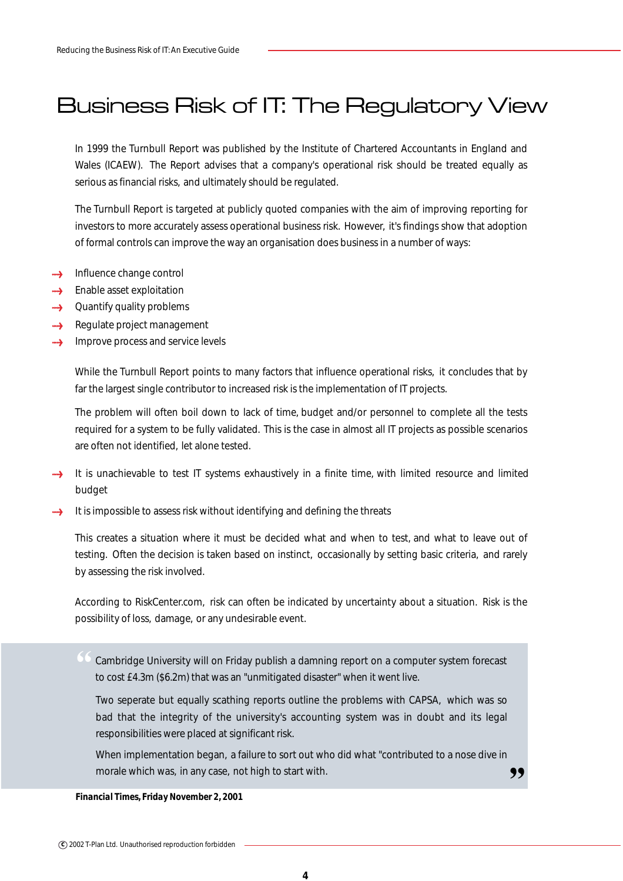# Business Risk of IT: The Regulatory View

In 1999 the Turnbull Report was published by the Institute of Chartered Accountants in England and Wales (ICAEW). The Report advises that a company's operational risk should be treated equally as serious as financial risks, and ultimately should be regulated.

The Turnbull Report is targeted at publicly quoted companies with the aim of improving reporting for investors to more accurately assess operational business risk. However, it's findings show that adoption of formal controls can improve the way an organisation does business in a number of ways:

- Influence change control
- Enable asset exploitation
- Quantify quality problems
- Regulate project management
- Improve process and service levels

While the Turnbull Report points to many factors that influence operational risks, it concludes that by far the largest single contributor to increased risk is the implementation of IT projects.

The problem will often boil down to lack of time, budget and/or personnel to complete all the tests required for a system to be fully validated. This is the case in almost all IT projects as possible scenarios are often not identified, let alone tested.

- It is unachievable to test IT systems exhaustively in a finite time, with limited resource and limited budget
- It is impossible to assess risk without identifying and defining the threats

This creates a situation where it must be decided what and when to test, and what to leave out of testing. Often the decision is taken based on instinct, occasionally by setting basic criteria, and rarely by assessing the risk involved.

According to RiskCenter.com, risk can often be indicated by uncertainty about a situation. Risk is the possibility of loss, damage, or any undesirable event.

> "Cambridge University will on Friday publish a damning report on a computer system forecast to cost £4.3m ($6.2m) that was an "unmitigated disaster" when it went live.
>
> Two seperate but equally scathing reports outline the problems with CAPSA, which was so bad that the integrity of the university's accounting system was in doubt and its legal responsibilities were placed at significant risk.
>
> When implementation began, a failure to sort out who did what "contributed to a nose dive in morale which was, in any case, not high to start with."

***Financial Times, Friday November 2, 2001***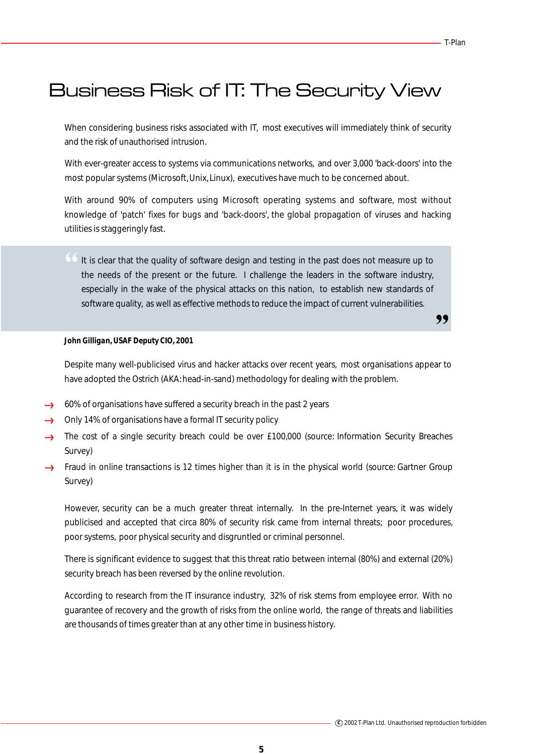# Business Risk of IT: The Security View

When considering business risks associated with IT, most executives will immediately think of security and the risk of unauthorised intrusion.

With ever-greater access to systems via communications networks, and over 3,000 'back-doors' into the most popular systems (Microsoft, Unix, Linux), executives have much to be concerned about.

With around 90% of computers using Microsoft operating systems and software, most without knowledge of 'patch' fixes for bugs and 'back-doors', the global propagation of viruses and hacking utilities is staggeringly fast.

> "It is clear that the quality of software design and testing in the past does not measure up to the needs of the present or the future. I challenge the leaders in the software industry, especially in the wake of the physical attacks on this nation, to establish new standards of software quality, as well as effective methods to reduce the impact of current vulnerabilities."

***John Gilligan, USAF Deputy CIO, 2001***

Despite many well-publicised virus and hacker attacks over recent years, most organisations appear to have adopted the Ostrich (AKA: head-in-sand) methodology for dealing with the problem.

- 60% of organisations have suffered a security breach in the past 2 years
- Only 14% of organisations have a formal IT security policy
- The cost of a single security breach could be over £100,000 (source: Information Security Breaches Survey)
- Fraud in online transactions is 12 times higher than it is in the physical world (source: Gartner Group Survey)

However, security can be a much greater threat internally. In the pre-Internet years, it was widely publicised and accepted that circa 80% of security risk came from internal threats; poor procedures, poor systems, poor physical security and disgruntled or criminal personnel.

There is significant evidence to suggest that this threat ratio between internal (80%) and external (20%) security breach has been reversed by the online revolution.

According to research from the IT insurance industry, 32% of risk stems from employee error. With no guarantee of recovery and the growth of risks from the online world, the range of threats and liabilities are thousands of times greater than at any other time in business history.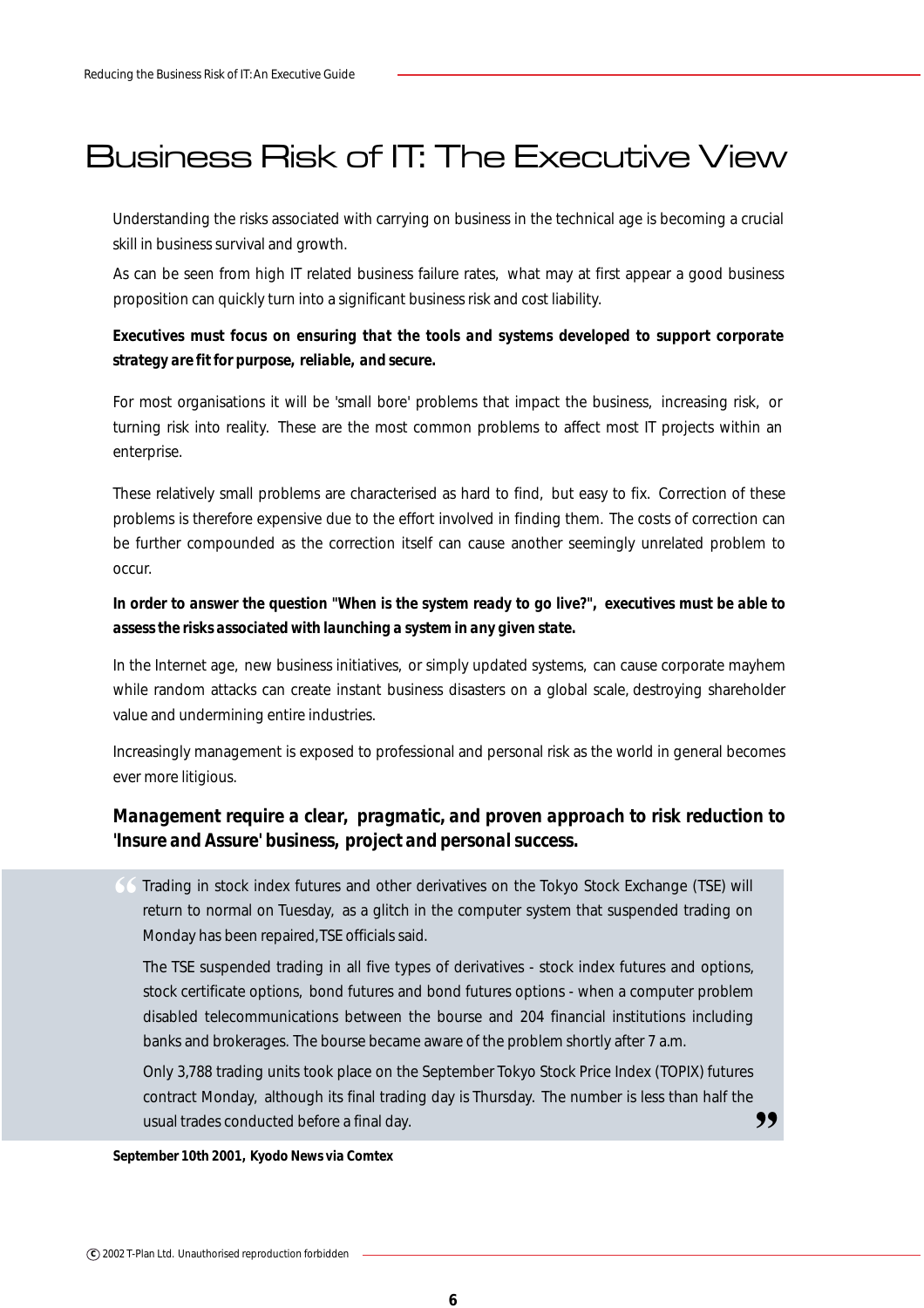# Business Risk of IT: The Executive View

Understanding the risks associated with carrying on business in the technical age is becoming a crucial skill in business survival and growth.

As can be seen from high IT related business failure rates, what may at first appear a good business proposition can quickly turn into a significant business risk and cost liability.

**Executives must focus on ensuring that the tools and systems developed to support corporate strategy are fit for purpose, reliable, and secure.**

For most organisations it will be 'small bore' problems that impact the business, increasing risk, or turning risk into reality. These are the most common problems to affect most IT projects within an enterprise.

These relatively small problems are characterised as hard to find, but easy to fix. Correction of these problems is therefore expensive due to the effort involved in finding them. The costs of correction can be further compounded as the correction itself can cause another seemingly unrelated problem to occur.

**In order to answer the question "When is the system ready to go live?", executives must be able to assess the risks associated with launching a system in any given state.**

In the Internet age, new business initiatives, or simply updated systems, can cause corporate mayhem while random attacks can create instant business disasters on a global scale, destroying shareholder value and undermining entire industries.

Increasingly management is exposed to professional and personal risk as the world in general becomes ever more litigious.

**Management require a clear, pragmatic, and proven approach to risk reduction to 'Insure and Assure' business, project and personal success.**

> "Trading in stock index futures and other derivatives on the Tokyo Stock Exchange (TSE) will return to normal on Tuesday, as a glitch in the computer system that suspended trading on Monday has been repaired, TSE officials said.
>
> The TSE suspended trading in all five types of derivatives - stock index futures and options, stock certificate options, bond futures and bond futures options - when a computer problem disabled telecommunications between the bourse and 204 financial institutions including banks and brokerages. The bourse became aware of the problem shortly after 7 a.m.
>
> Only 3,788 trading units took place on the September Tokyo Stock Price Index (TOPIX) futures contract Monday, although its final trading day is Thursday. The number is less than half the usual trades conducted before a final day."

**September 10th 2001, Kyodo News via Comtex**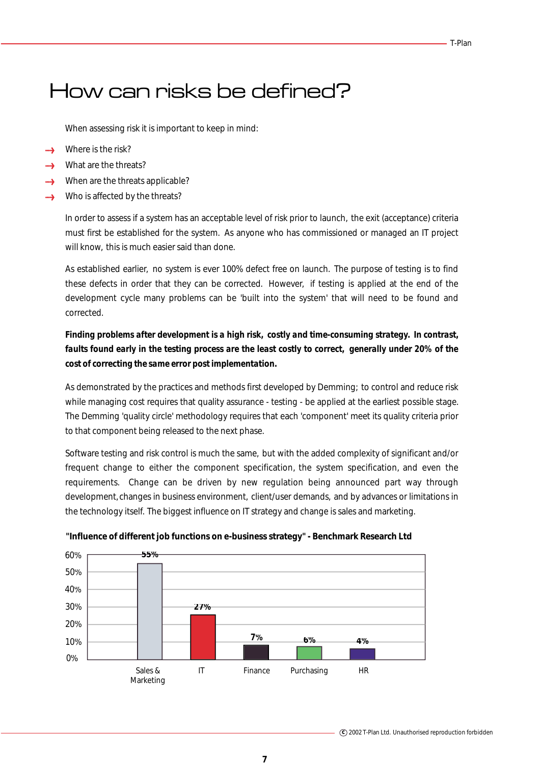# How can risks be defined?

When assessing risk it is important to keep in mind:

- Where is the risk?
- What are the threats?
- When are the threats applicable?
- Who is affected by the threats?

In order to assess if a system has an acceptable level of risk prior to launch, the exit (acceptance) criteria must first be established for the system. As anyone who has commissioned or managed an IT project will know, this is much easier said than done.

As established earlier, no system is ever 100% defect free on launch. The purpose of testing is to find these defects in order that they can be corrected. However, if testing is applied at the end of the development cycle many problems can be 'built into the system' that will need to be found and corrected.

**Finding problems after development is a high risk, costly and time-consuming strategy. In contrast, faults found early in the testing process are the least costly to correct, generally under 20% of the cost of correcting the same error post implementation.**

As demonstrated by the practices and methods first developed by Demming; to control and reduce risk while managing cost requires that quality assurance - testing - be applied at the earliest possible stage. The Demming 'quality circle' methodology requires that each 'component' meet its quality criteria prior to that component being released to the next phase.

Software testing and risk control is much the same, but with the added complexity of significant and/or frequent change to either the component specification, the system specification, and even the requirements. Change can be driven by new regulation being announced part way through development, changes in business environment, client/user demands, and by advances or limitations in the technology itself. The biggest influence on IT strategy and change is sales and marketing.

**"Influence of different job functions on e-business strategy" - Benchmark Research Ltd**

| Job function | Influence |
|---|---|
| Sales & Marketing | 55% |
| IT | 27% |
| Finance | 7% |
| Purchasing | 6% |
| HR | 4% |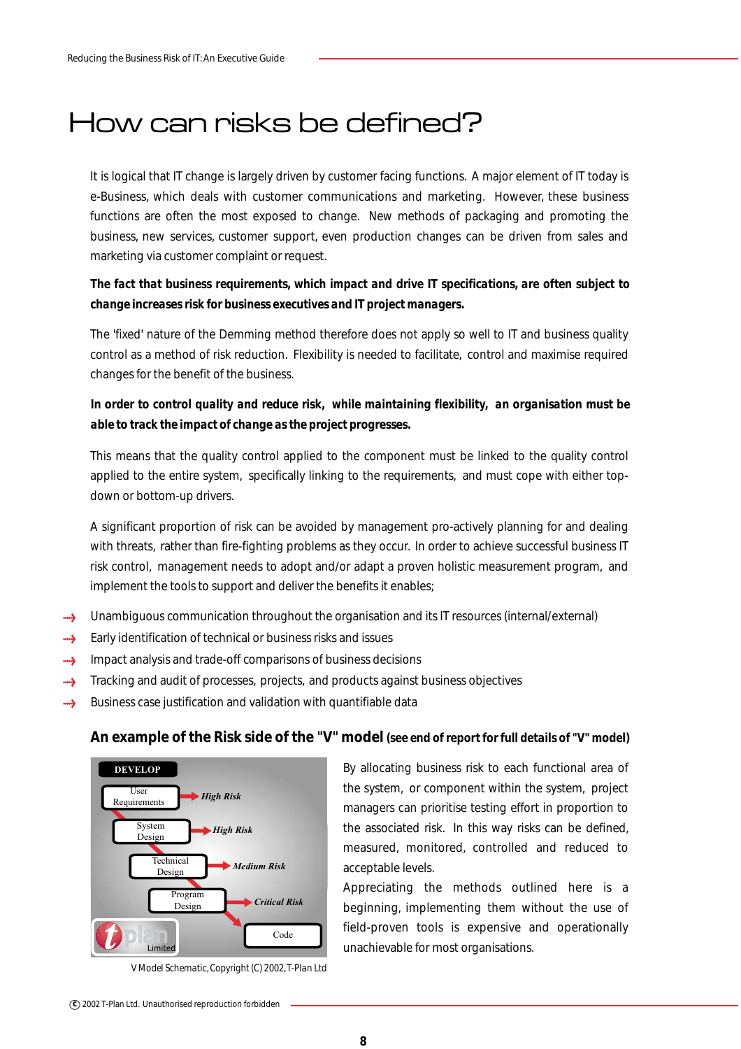# How can risks be defined?

It is logical that IT change is largely driven by customer facing functions. A major element of IT today is e-Business, which deals with customer communications and marketing. However, these business functions are often the most exposed to change. New methods of packaging and promoting the business, new services, customer support, even production changes can be driven from sales and marketing via customer complaint or request.

**The fact that business requirements, which impact and drive IT specifications, are often subject to change increases risk for business executives and IT project managers.**

The 'fixed' nature of the Demming method therefore does not apply so well to IT and business quality control as a method of risk reduction. Flexibility is needed to facilitate, control and maximise required changes for the benefit of the business.

**In order to control quality and reduce risk, while maintaining flexibility, an organisation must be able to track the impact of change as the project progresses.**

This means that the quality control applied to the component must be linked to the quality control applied to the entire system, specifically linking to the requirements, and must cope with either top-down or bottom-up drivers.

A significant proportion of risk can be avoided by management pro-actively planning for and dealing with threats, rather than fire-fighting problems as they occur. In order to achieve successful business IT risk control, management needs to adopt and/or adapt a proven holistic measurement program, and implement the tools to support and deliver the benefits it enables;

- Unambiguous communication throughout the organisation and its IT resources (internal/external)
- Early identification of technical or business risks and issues
- Impact analysis and trade-off comparisons of business decisions
- Tracking and audit of processes, projects, and products against business objectives
- Business case justification and validation with quantifiable data

## An example of the Risk side of the "V" model (see end of report for full details of "V" model)

DEVELOP

User Requirements → *High Risk*

System Design → *High Risk*

Technical Design → *Medium Risk*

Program Design → *Critical Risk*

Code

V Model Schematic, Copyright (C) 2002, T-Plan Ltd

By allocating business risk to each functional area of the system, or component within the system, project managers can prioritise testing effort in proportion to the associated risk. In this way risks can be defined, measured, monitored, controlled and reduced to acceptable levels.

Appreciating the methods outlined here is a beginning, implementing them without the use of field-proven tools is expensive and operationally unachievable for most organisations.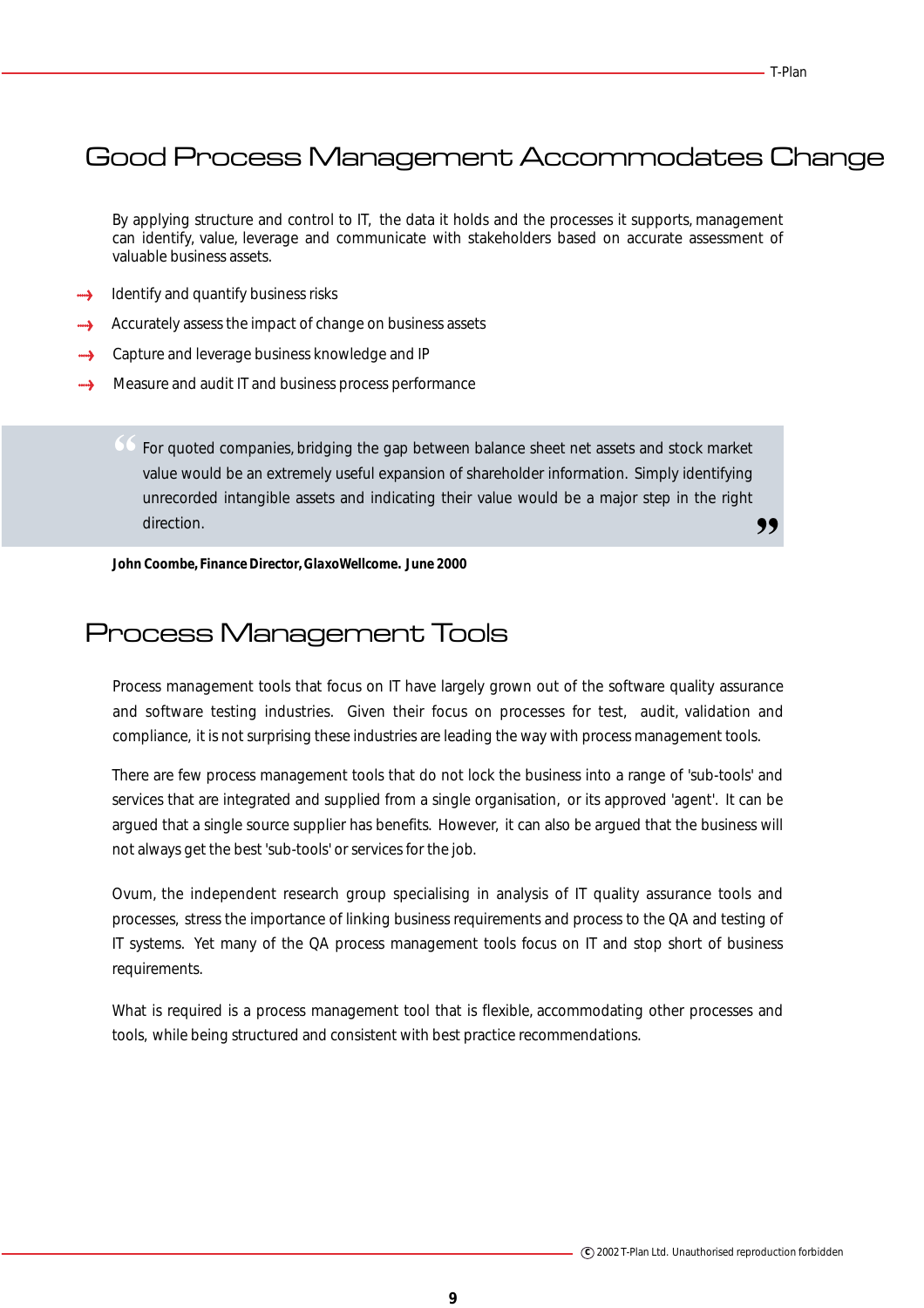## Good Process Management Accommodates Change

By applying structure and control to IT, the data it holds and the processes it supports, management can identify, value, leverage and communicate with stakeholders based on accurate assessment of valuable business assets.

- Identify and quantify business risks
- Accurately assess the impact of change on business assets
- Capture and leverage business knowledge and IP
- Measure and audit IT and business process performance

> "For quoted companies, bridging the gap between balance sheet net assets and stock market value would be an extremely useful expansion of shareholder information. Simply identifying unrecorded intangible assets and indicating their value would be a major step in the right direction."

**John Coombe, Finance Director, GlaxoWellcome. June 2000**

## Process Management Tools

Process management tools that focus on IT have largely grown out of the software quality assurance and software testing industries. Given their focus on processes for test, audit, validation and compliance, it is not surprising these industries are leading the way with process management tools.

There are few process management tools that do not lock the business into a range of 'sub-tools' and services that are integrated and supplied from a single organisation, or its approved 'agent'. It can be argued that a single source supplier has benefits. However, it can also be argued that the business will not always get the best 'sub-tools' or services for the job.

Ovum, the independent research group specialising in analysis of IT quality assurance tools and processes, stress the importance of linking business requirements and process to the QA and testing of IT systems. Yet many of the QA process management tools focus on IT and stop short of business requirements.

What is required is a process management tool that is flexible, accommodating other processes and tools, while being structured and consistent with best practice recommendations.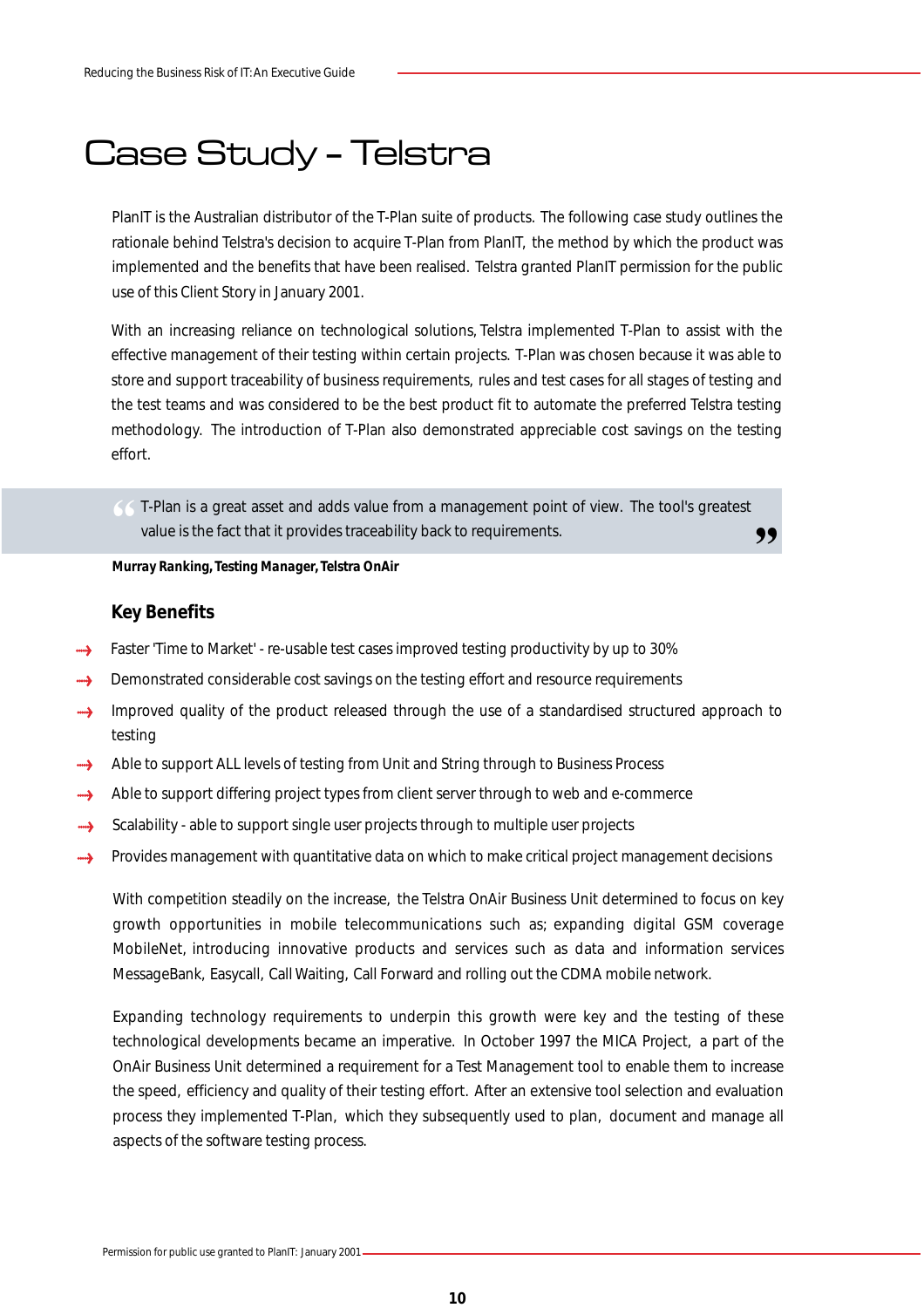# Case Study - Telstra

PlanIT is the Australian distributor of the T-Plan suite of products. The following case study outlines the rationale behind Telstra's decision to acquire T-Plan from PlanIT, the method by which the product was implemented and the benefits that have been realised. Telstra granted PlanIT permission for the public use of this Client Story in January 2001.

With an increasing reliance on technological solutions, Telstra implemented T-Plan to assist with the effective management of their testing within certain projects. T-Plan was chosen because it was able to store and support traceability of business requirements, rules and test cases for all stages of testing and the test teams and was considered to be the best product fit to automate the preferred Telstra testing methodology. The introduction of T-Plan also demonstrated appreciable cost savings on the testing effort.

> "T-Plan is a great asset and adds value from a management point of view. The tool's greatest value is the fact that it provides traceability back to requirements."

**Murray Ranking, Testing Manager, Telstra OnAir**

## Key Benefits

- Faster 'Time to Market' - re-usable test cases improved testing productivity by up to 30%
- Demonstrated considerable cost savings on the testing effort and resource requirements
- Improved quality of the product released through the use of a standardised structured approach to testing
- Able to support ALL levels of testing from Unit and String through to Business Process
- Able to support differing project types from client server through to web and e-commerce
- Scalability - able to support single user projects through to multiple user projects
- Provides management with quantitative data on which to make critical project management decisions

With competition steadily on the increase, the Telstra OnAir Business Unit determined to focus on key growth opportunities in mobile telecommunications such as; expanding digital GSM coverage MobileNet, introducing innovative products and services such as data and information services MessageBank, Easycall, Call Waiting, Call Forward and rolling out the CDMA mobile network.

Expanding technology requirements to underpin this growth were key and the testing of these technological developments became an imperative. In October 1997 the MICA Project, a part of the OnAir Business Unit determined a requirement for a Test Management tool to enable them to increase the speed, efficiency and quality of their testing effort. After an extensive tool selection and evaluation process they implemented T-Plan, which they subsequently used to plan, document and manage all aspects of the software testing process.

Permission for public use granted to PlanIT: January 2001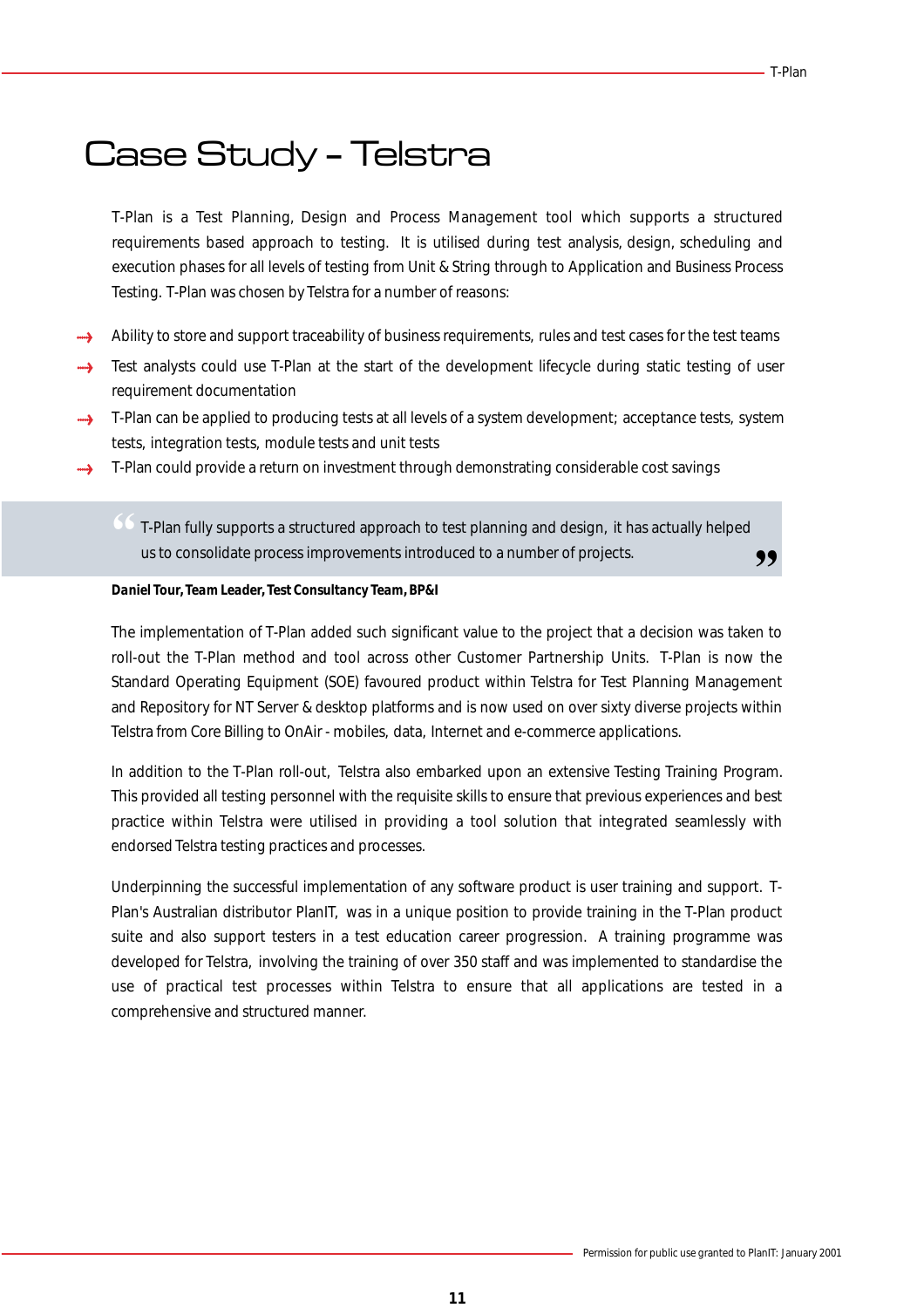# Case Study – Telstra

T-Plan is a Test Planning, Design and Process Management tool which supports a structured requirements based approach to testing. It is utilised during test analysis, design, scheduling and execution phases for all levels of testing from Unit & String through to Application and Business Process Testing. T-Plan was chosen by Telstra for a number of reasons:

- Ability to store and support traceability of business requirements, rules and test cases for the test teams
- Test analysts could use T-Plan at the start of the development lifecycle during static testing of user requirement documentation
- T-Plan can be applied to producing tests at all levels of a system development; acceptance tests, system tests, integration tests, module tests and unit tests
- T-Plan could provide a return on investment through demonstrating considerable cost savings

> "T-Plan fully supports a structured approach to test planning and design, it has actually helped us to consolidate process improvements introduced to a number of projects."

***Daniel Tour, Team Leader, Test Consultancy Team, BP&I***

The implementation of T-Plan added such significant value to the project that a decision was taken to roll-out the T-Plan method and tool across other Customer Partnership Units. T-Plan is now the Standard Operating Equipment (SOE) favoured product within Telstra for Test Planning Management and Repository for NT Server & desktop platforms and is now used on over sixty diverse projects within Telstra from Core Billing to OnAir - mobiles, data, Internet and e-commerce applications.

In addition to the T-Plan roll-out, Telstra also embarked upon an extensive Testing Training Program. This provided all testing personnel with the requisite skills to ensure that previous experiences and best practice within Telstra were utilised in providing a tool solution that integrated seamlessly with endorsed Telstra testing practices and processes.

Underpinning the successful implementation of any software product is user training and support. T-Plan's Australian distributor PlanIT, was in a unique position to provide training in the T-Plan product suite and also support testers in a test education career progression. A training programme was developed for Telstra, involving the training of over 350 staff and was implemented to standardise the use of practical test processes within Telstra to ensure that all applications are tested in a comprehensive and structured manner.

Permission for public use granted to PlanIT: January 2001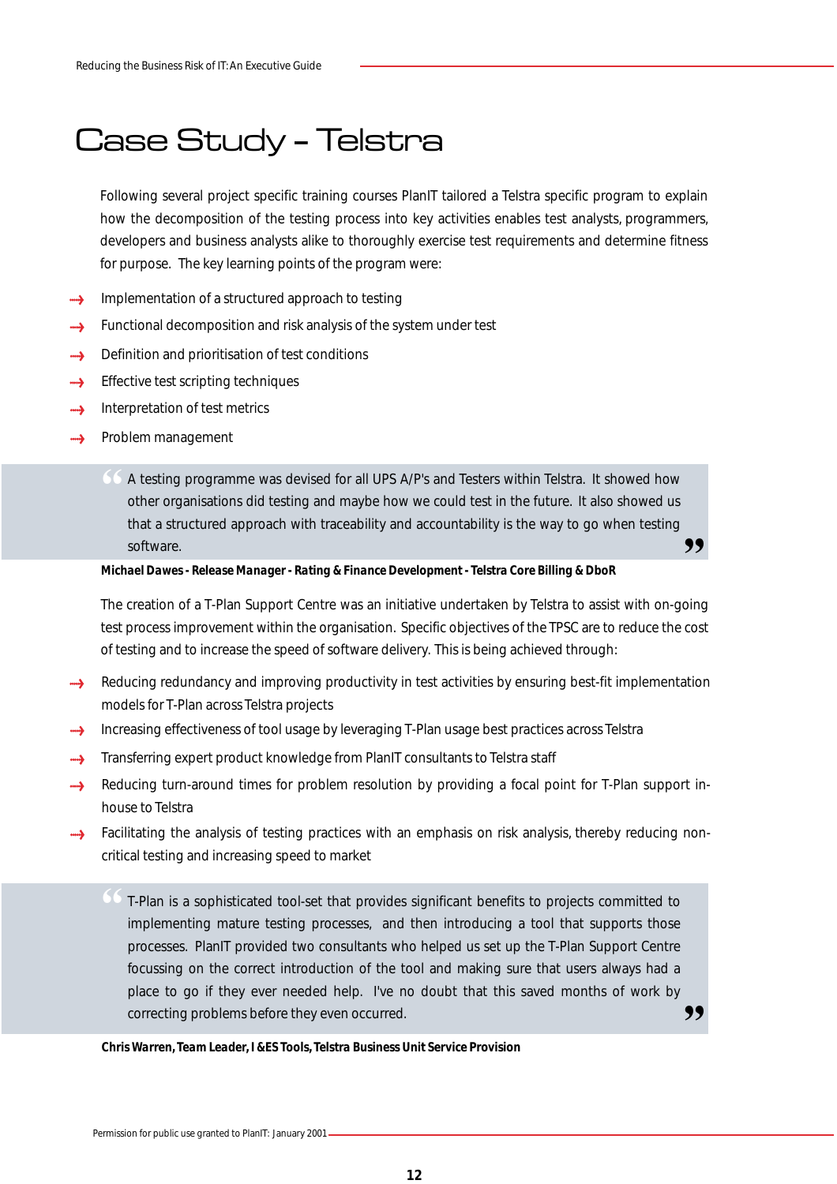# Case Study – Telstra

Following several project specific training courses PlanIT tailored a Telstra specific program to explain how the decomposition of the testing process into key activities enables test analysts, programmers, developers and business analysts alike to thoroughly exercise test requirements and determine fitness for purpose. The key learning points of the program were:

- Implementation of a structured approach to testing
- Functional decomposition and risk analysis of the system under test
- Definition and prioritisation of test conditions
- Effective test scripting techniques
- Interpretation of test metrics
- Problem management

> "A testing programme was devised for all UPS A/P's and Testers within Telstra. It showed how other organisations did testing and maybe how we could test in the future. It also showed us that a structured approach with traceability and accountability is the way to go when testing software."

**Michael Dawes - Release Manager - Rating & Finance Development - Telstra Core Billing & DboR**

The creation of a T-Plan Support Centre was an initiative undertaken by Telstra to assist with on-going test process improvement within the organisation. Specific objectives of the TPSC are to reduce the cost of testing and to increase the speed of software delivery. This is being achieved through:

- Reducing redundancy and improving productivity in test activities by ensuring best-fit implementation models for T-Plan across Telstra projects
- Increasing effectiveness of tool usage by leveraging T-Plan usage best practices across Telstra
- Transferring expert product knowledge from PlanIT consultants to Telstra staff
- Reducing turn-around times for problem resolution by providing a focal point for T-Plan support in-house to Telstra
- Facilitating the analysis of testing practices with an emphasis on risk analysis, thereby reducing non-critical testing and increasing speed to market

> "T-Plan is a sophisticated tool-set that provides significant benefits to projects committed to implementing mature testing processes, and then introducing a tool that supports those processes. PlanIT provided two consultants who helped us set up the T-Plan Support Centre focussing on the correct introduction of the tool and making sure that users always had a place to go if they ever needed help. I've no doubt that this saved months of work by correcting problems before they even occurred."

**Chris Warren, Team Leader, I &ES Tools, Telstra Business Unit Service Provision**

Permission for public use granted to PlanIT: January 2001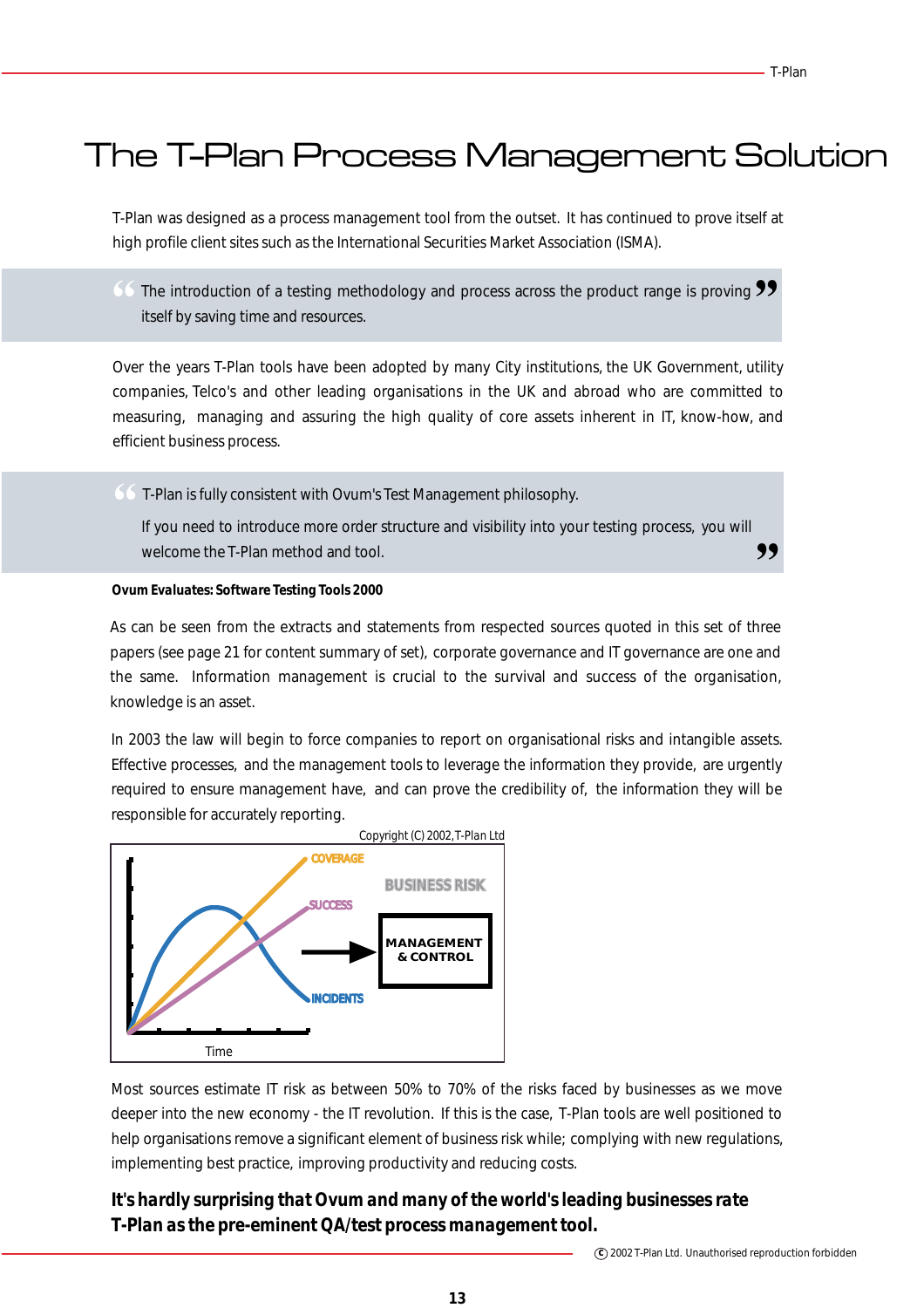# The T-Plan Process Management Solution

T-Plan was designed as a process management tool from the outset. It has continued to prove itself at high profile client sites such as the International Securities Market Association (ISMA).

> "The introduction of a testing methodology and process across the product range is proving itself by saving time and resources."

Over the years T-Plan tools have been adopted by many City institutions, the UK Government, utility companies, Telco's and other leading organisations in the UK and abroad who are committed to measuring, managing and assuring the high quality of core assets inherent in IT, know-how, and efficient business process.

> "T-Plan is fully consistent with Ovum's Test Management philosophy.
>
> If you need to introduce more order structure and visibility into your testing process, you will welcome the T-Plan method and tool."

**Ovum Evaluates: Software Testing Tools 2000**

As can be seen from the extracts and statements from respected sources quoted in this set of three papers (see page 21 for content summary of set), corporate governance and IT governance are one and the same. Information management is crucial to the survival and success of the organisation, knowledge is an asset.

In 2003 the law will begin to force companies to report on organisational risks and intangible assets. Effective processes, and the management tools to leverage the information they provide, are urgently required to ensure management have, and can prove the credibility of, the information they will be responsible for accurately reporting.

Copyright (C) 2002,T-Plan Ltd

COVERAGE
SUCCESS
INCIDENTS
BUSINESS RISK
MANAGEMENT & CONTROL
Time

Most sources estimate IT risk as between 50% to 70% of the risks faced by businesses as we move deeper into the new economy - the IT revolution. If this is the case, T-Plan tools are well positioned to help organisations remove a significant element of business risk while; complying with new regulations, implementing best practice, improving productivity and reducing costs.

**It's hardly surprising that Ovum and many of the world's leading businesses rate T-Plan as the pre-eminent QA/test process management tool.**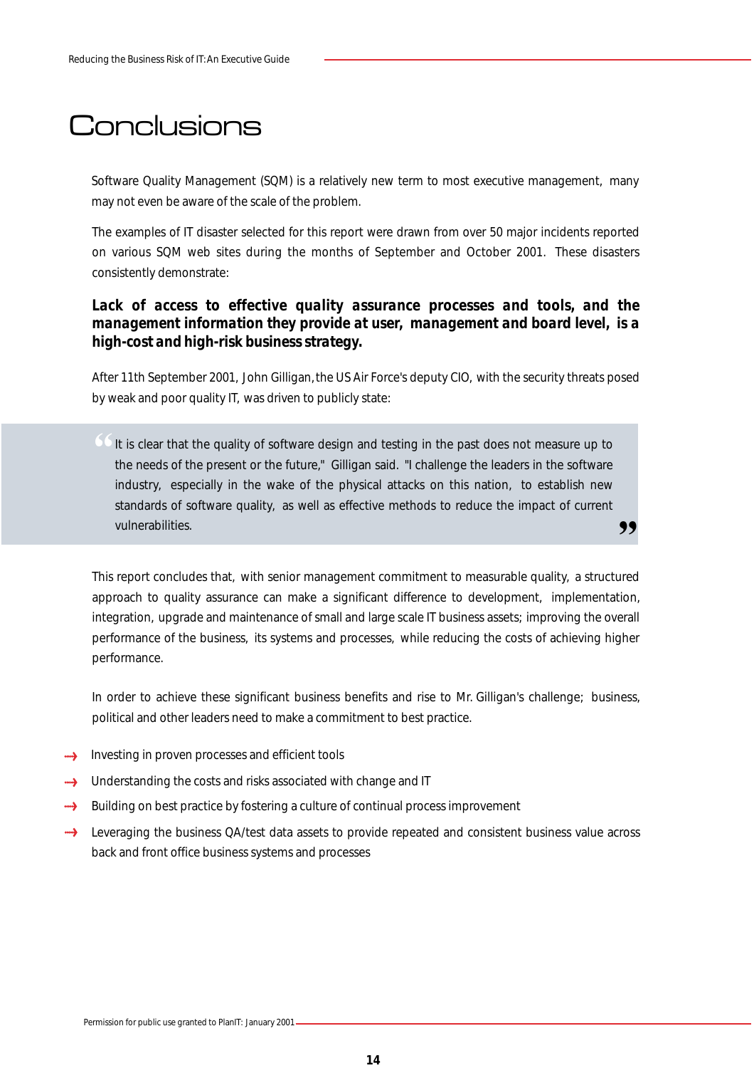# Conclusions

Software Quality Management (SQM) is a relatively new term to most executive management, many may not even be aware of the scale of the problem.

The examples of IT disaster selected for this report were drawn from over 50 major incidents reported on various SQM web sites during the months of September and October 2001. These disasters consistently demonstrate:

**Lack of access to effective quality assurance processes and tools, and the management information they provide at user, management and board level, is a high-cost and high-risk business strategy.**

After 11th September 2001, John Gilligan, the US Air Force's deputy CIO, with the security threats posed by weak and poor quality IT, was driven to publicly state:

> "It is clear that the quality of software design and testing in the past does not measure up to the needs of the present or the future," Gilligan said. "I challenge the leaders in the software industry, especially in the wake of the physical attacks on this nation, to establish new standards of software quality, as well as effective methods to reduce the impact of current vulnerabilities."

This report concludes that, with senior management commitment to measurable quality, a structured approach to quality assurance can make a significant difference to development, implementation, integration, upgrade and maintenance of small and large scale IT business assets; improving the overall performance of the business, its systems and processes, while reducing the costs of achieving higher performance.

In order to achieve these significant business benefits and rise to Mr. Gilligan's challenge; business, political and other leaders need to make a commitment to best practice.

- Investing in proven processes and efficient tools
- Understanding the costs and risks associated with change and IT
- Building on best practice by fostering a culture of continual process improvement
- Leveraging the business QA/test data assets to provide repeated and consistent business value across back and front office business systems and processes

Permission for public use granted to PlanIT: January 2001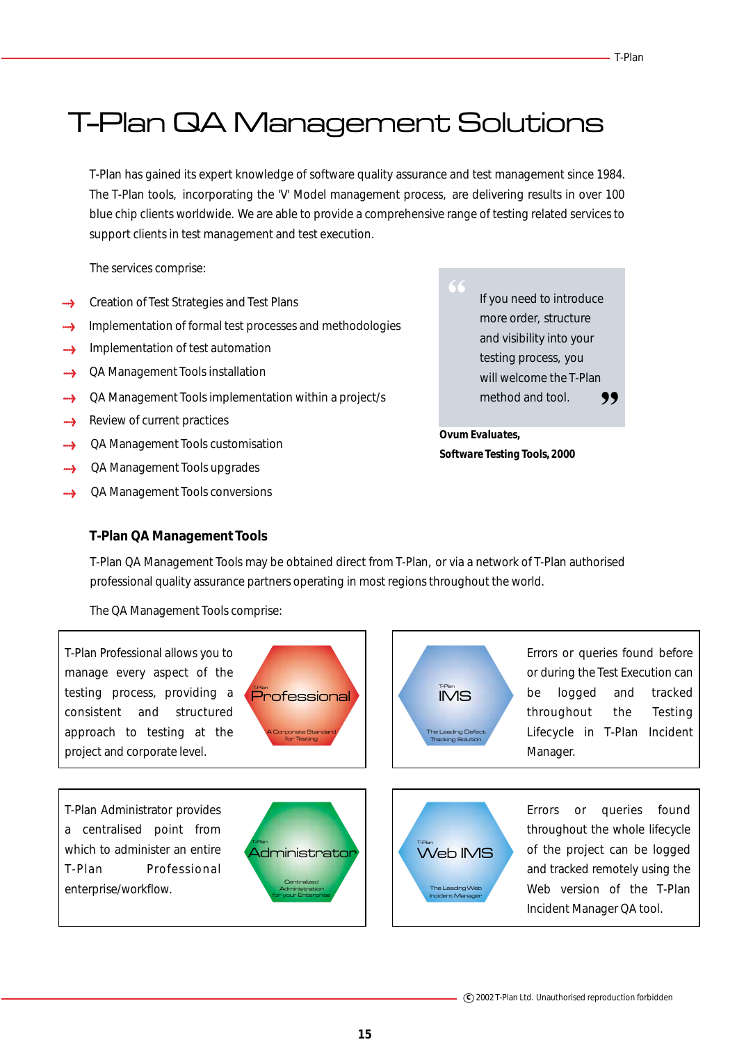# T-Plan QA Management Solutions

T-Plan has gained its expert knowledge of software quality assurance and test management since 1984. The T-Plan tools, incorporating the 'V' Model management process, are delivering results in over 100 blue chip clients worldwide. We are able to provide a comprehensive range of testing related services to support clients in test management and test execution.

The services comprise:

- Creation of Test Strategies and Test Plans
- Implementation of formal test processes and methodologies
- Implementation of test automation
- QA Management Tools installation
- QA Management Tools implementation within a project/s
- Review of current practices
- QA Management Tools customisation
- QA Management Tools upgrades
- QA Management Tools conversions

> "If you need to introduce more order, structure and visibility into your testing process, you will welcome the T-Plan method and tool."

**Ovum Evaluates, Software Testing Tools, 2000**

### T-Plan QA Management Tools

T-Plan QA Management Tools may be obtained direct from T-Plan, or via a network of T-Plan authorised professional quality assurance partners operating in most regions throughout the world.

The QA Management Tools comprise:

T-Plan Professional allows you to manage every aspect of the testing process, providing a consistent and structured approach to testing at the project and corporate level.

T-Plan Professional – A Corporate Standard for Testing

T-Plan IMS – The Leading Defect Tracking Solution

Errors or queries found before or during the Test Execution can be logged and tracked throughout the Testing Lifecycle in T-Plan Incident Manager.

T-Plan Administrator provides a centralised point from which to administer an entire T-Plan Professional enterprise/workflow.

T-Plan Administrator – Centralized Administration for your Enterprise

T-Plan Web IMS – The Leading Web Incident Manager

Errors or queries found throughout the whole lifecycle of the project can be logged and tracked remotely using the Web version of the T-Plan Incident Manager QA tool.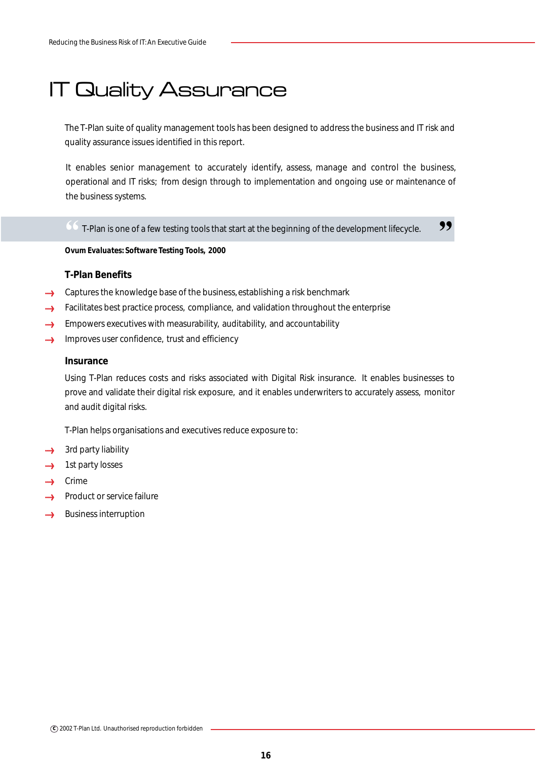# IT Quality Assurance

The T-Plan suite of quality management tools has been designed to address the business and IT risk and quality assurance issues identified in this report.

It enables senior management to accurately identify, assess, manage and control the business, operational and IT risks; from design through to implementation and ongoing use or maintenance of the business systems.

> "T-Plan is one of a few testing tools that start at the beginning of the development lifecycle."

**Ovum Evaluates: Software Testing Tools, 2000**

### T-Plan Benefits

- Captures the knowledge base of the business, establishing a risk benchmark
- Facilitates best practice process, compliance, and validation throughout the enterprise
- Empowers executives with measurability, auditability, and accountability
- Improves user confidence, trust and efficiency

### Insurance

Using T-Plan reduces costs and risks associated with Digital Risk insurance. It enables businesses to prove and validate their digital risk exposure, and it enables underwriters to accurately assess, monitor and audit digital risks.

T-Plan helps organisations and executives reduce exposure to:

- 3rd party liability
- 1st party losses
- Crime
- Product or service failure
- Business interruption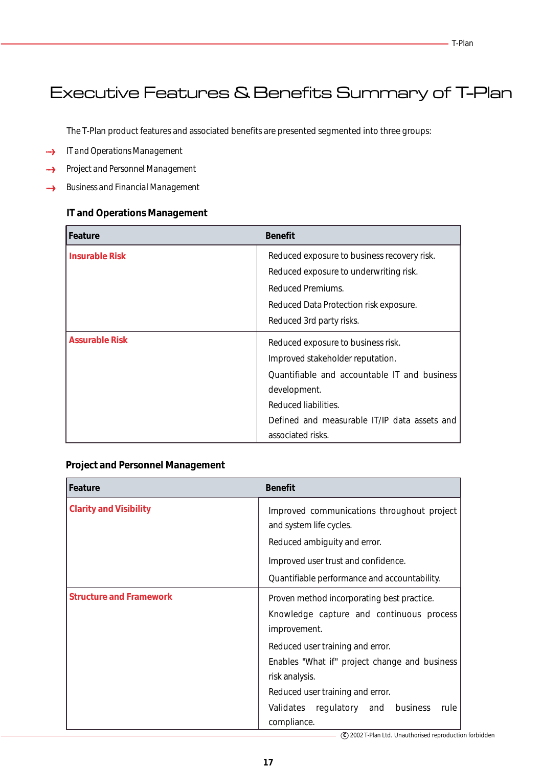# Executive Features & Benefits Summary of T-Plan

The T-Plan product features and associated benefits are presented segmented into three groups:

- IT and Operations Management
- Project and Personnel Management
- Business and Financial Management

### IT and Operations Management

| Feature | Benefit |
|---|---|
| **Insurable Risk** | Reduced exposure to business recovery risk.<br>Reduced exposure to underwriting risk.<br>Reduced Premiums.<br>Reduced Data Protection risk exposure.<br>Reduced 3rd party risks. |
| **Assurable Risk** | Reduced exposure to business risk.<br>Improved stakeholder reputation.<br>Quantifiable and accountable IT and business development.<br>Reduced liabilities.<br>Defined and measurable IT/IP data assets and associated risks. |

### Project and Personnel Management

| Feature | Benefit |
|---|---|
| **Clarity and Visibility** | Improved communications throughout project and system life cycles.<br>Reduced ambiguity and error.<br>Improved user trust and confidence.<br>Quantifiable performance and accountability. |
| **Structure and Framework** | Proven method incorporating best practice.<br>Knowledge capture and continuous process improvement.<br>Reduced user training and error.<br>Enables "What if" project change and business risk analysis.<br>Reduced user training and error.<br>Validates regulatory and business rule compliance. |

© 2002 T-Plan Ltd. Unauthorised reproduction forbidden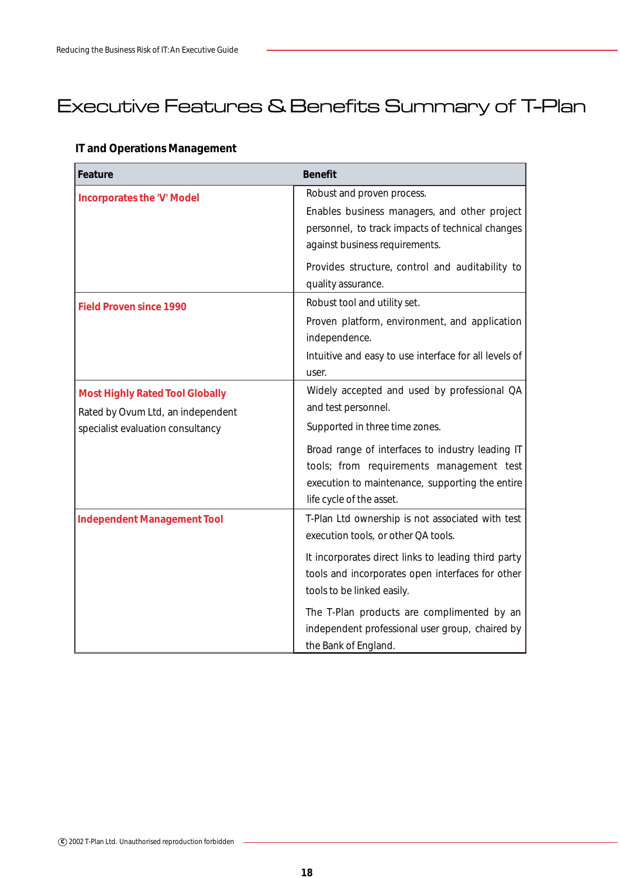# Executive Features & Benefits Summary of T-Plan

### IT and Operations Management

| Feature | Benefit |
|---|---|
| **Incorporates the 'V' Model** | Robust and proven process.<br>Enables business managers, and other project personnel, to track impacts of technical changes against business requirements.<br>Provides structure, control and auditability to quality assurance. |
| **Field Proven since 1990** | Robust tool and utility set.<br>Proven platform, environment, and application independence.<br>Intuitive and easy to use interface for all levels of user. |
| **Most Highly Rated Tool Globally**<br>Rated by Ovum Ltd, an independent specialist evaluation consultancy | Widely accepted and used by professional QA and test personnel.<br>Supported in three time zones.<br>Broad range of interfaces to industry leading IT tools; from requirements management test execution to maintenance, supporting the entire life cycle of the asset. |
| **Independent Management Tool** | T-Plan Ltd ownership is not associated with test execution tools, or other QA tools.<br>It incorporates direct links to leading third party tools and incorporates open interfaces for other tools to be linked easily.<br>The T-Plan products are complimented by an independent professional user group, chaired by the Bank of England. |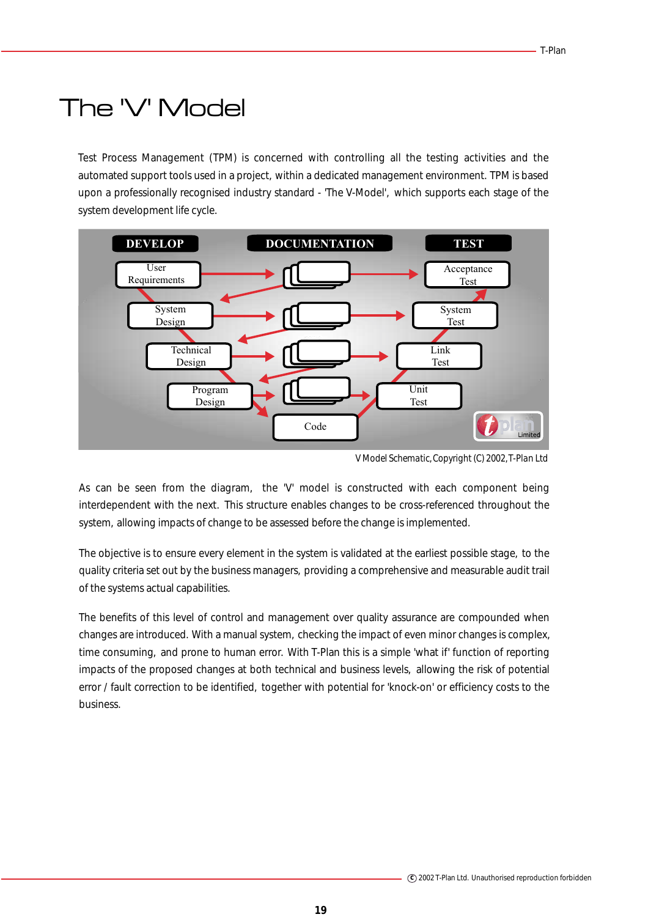# The 'V' Model

Test Process Management (TPM) is concerned with controlling all the testing activities and the automated support tools used in a project, within a dedicated management environment. TPM is based upon a professionally recognised industry standard - 'The V-Model', which supports each stage of the system development life cycle.

| DEVELOP | DOCUMENTATION | TEST |
|---|---|---|
| User Requirements | | Acceptance Test |
| System Design | | System Test |
| Technical Design | | Link Test |
| Program Design | | Unit Test |
| | Code | |

V Model Schematic, Copyright (C) 2002, T-Plan Ltd

As can be seen from the diagram, the 'V' model is constructed with each component being interdependent with the next. This structure enables changes to be cross-referenced throughout the system, allowing impacts of change to be assessed before the change is implemented.

The objective is to ensure every element in the system is validated at the earliest possible stage, to the quality criteria set out by the business managers, providing a comprehensive and measurable audit trail of the systems actual capabilities.

The benefits of this level of control and management over quality assurance are compounded when changes are introduced. With a manual system, checking the impact of even minor changes is complex, time consuming, and prone to human error. With T-Plan this is a simple 'what if' function of reporting impacts of the proposed changes at both technical and business levels, allowing the risk of potential error / fault correction to be identified, together with potential for 'knock-on' or efficiency costs to the business.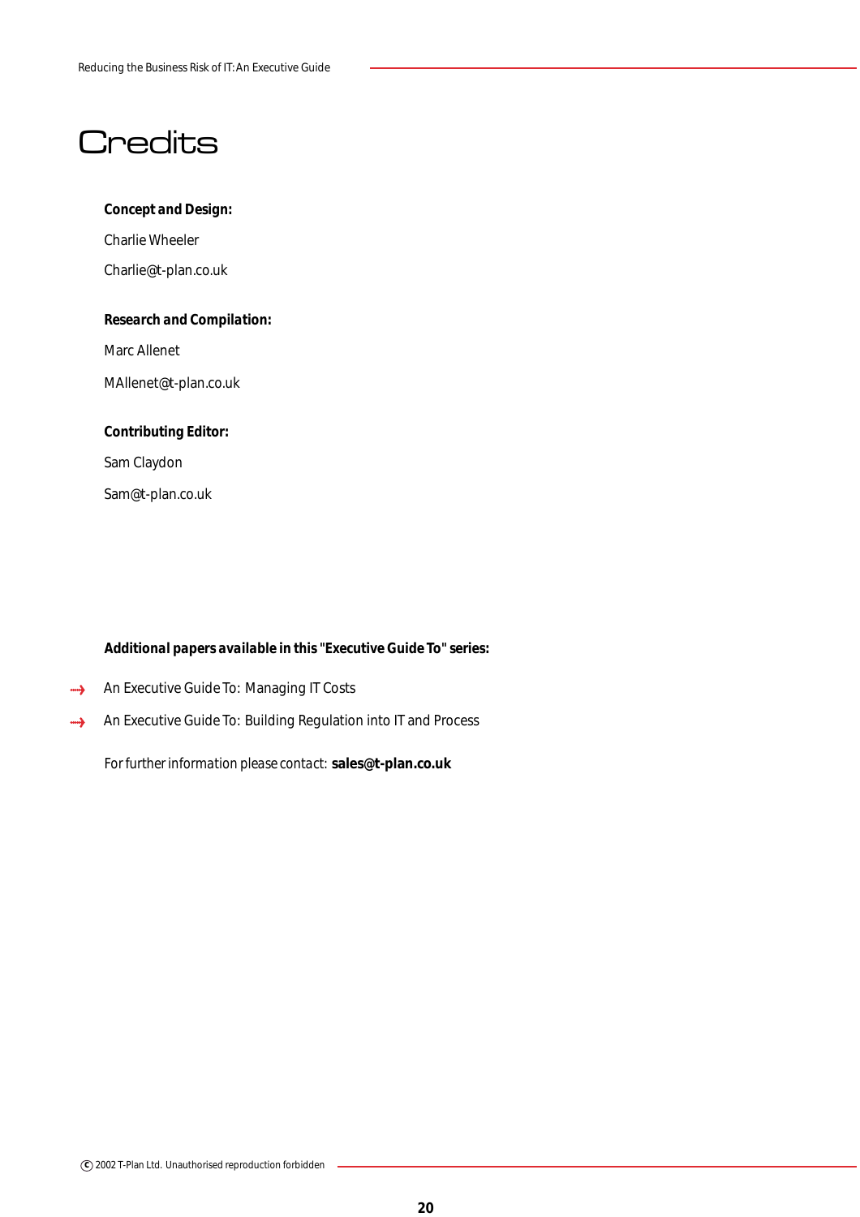# Credits

**Concept and Design:**

Charlie Wheeler

Charlie@t-plan.co.uk

**Research and Compilation:**

Marc Allenet

MAllenet@t-plan.co.uk

**Contributing Editor:**

Sam Claydon

Sam@t-plan.co.uk

**Additional papers available in this "Executive Guide To" series:**

- An Executive Guide To: Managing IT Costs
- An Executive Guide To: Building Regulation into IT and Process

For further information please contact: **sales@t-plan.co.uk**

© 2002 T-Plan Ltd. Unauthorised reproduction forbidden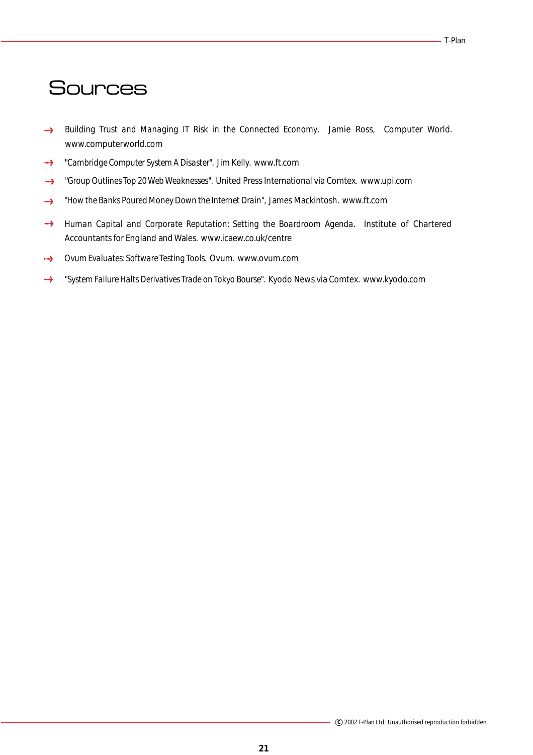# Sources

- Building Trust and Managing IT Risk in the Connected Economy. Jamie Ross, Computer World. www.computerworld.com
- "Cambridge Computer System A Disaster". Jim Kelly. www.ft.com
- "Group Outlines Top 20 Web Weaknesses". United Press International via Comtex. www.upi.com
- "How the Banks Poured Money Down the Internet Drain", James Mackintosh. www.ft.com
- Human Capital and Corporate Reputation: Setting the Boardroom Agenda. Institute of Chartered Accountants for England and Wales. www.icaew.co.uk/centre
- Ovum Evaluates: Software Testing Tools. Ovum. www.ovum.com
- "System Failure Halts Derivatives Trade on Tokyo Bourse". Kyodo News via Comtex. www.kyodo.com